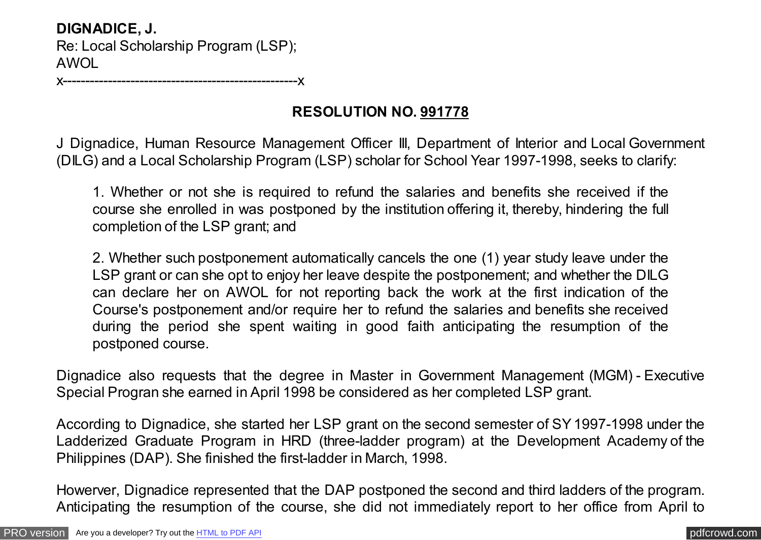**DIGNADICE, J.**
Re: Local Scholarship Program (LSP);
AWOL
x----------------------------------------------------x

**RESOLUTION NO. <u>991778</u>**

J Dignadice, Human Resource Management Officer III, Department of Interior and Local Government (DILG) and a Local Scholarship Program (LSP) scholar for School Year 1997-1998, seeks to clarify:

> 1. Whether or not she is required to refund the salaries and benefits she received if the course she enrolled in was postponed by the institution offering it, thereby, hindering the full completion of the LSP grant; and
>
> 2. Whether such postponement automatically cancels the one (1) year study leave under the LSP grant or can she opt to enjoy her leave despite the postponement; and whether the DILG can declare her on AWOL for not reporting back the work at the first indication of the Course's postponement and/or require her to refund the salaries and benefits she received during the period she spent waiting in good faith anticipating the resumption of the postponed course.

Dignadice also requests that the degree in Master in Government Management (MGM) - Executive Special Progran she earned in April 1998 be considered as her completed LSP grant.

According to Dignadice, she started her LSP grant on the second semester of SY 1997-1998 under the Ladderized Graduate Program in HRD (three-ladder program) at the Development Academy of the Philippines (DAP). She finished the first-ladder in March, 1998.

Howerver, Dignadice represented that the DAP postponed the second and third ladders of the program. Anticipating the resumption of the course, she did not immediately report to her office from April to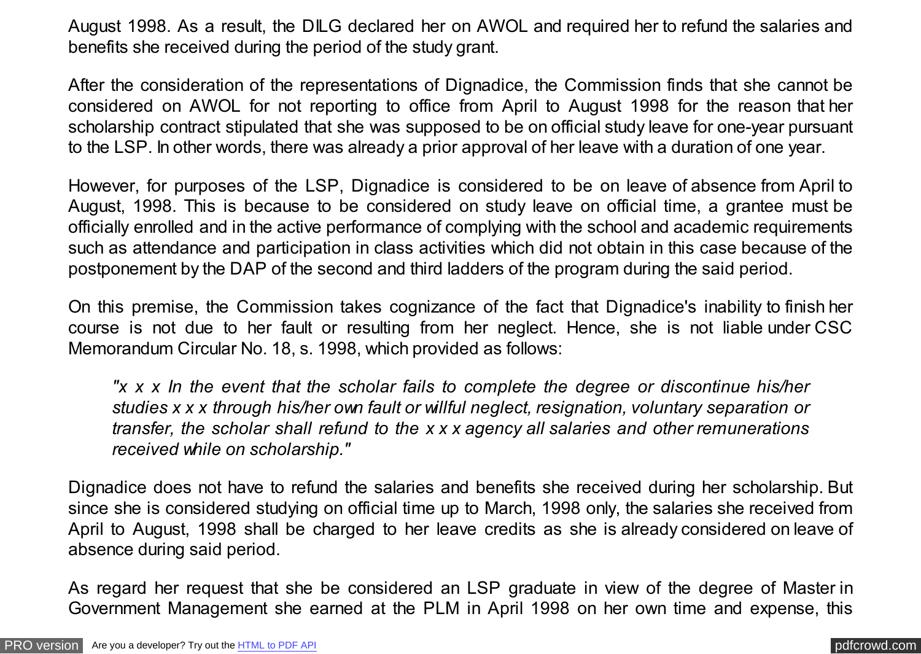August 1998. As a result, the DILG declared her on AWOL and required her to refund the salaries and benefits she received during the period of the study grant.

After the consideration of the representations of Dignadice, the Commission finds that she cannot be considered on AWOL for not reporting to office from April to August 1998 for the reason that her scholarship contract stipulated that she was supposed to be on official study leave for one-year pursuant to the LSP. In other words, there was already a prior approval of her leave with a duration of one year.

However, for purposes of the LSP, Dignadice is considered to be on leave of absence from April to August, 1998. This is because to be considered on study leave on official time, a grantee must be officially enrolled and in the active performance of complying with the school and academic requirements such as attendance and participation in class activities which did not obtain in this case because of the postponement by the DAP of the second and third ladders of the program during the said period.

On this premise, the Commission takes cognizance of the fact that Dignadice's inability to finish her course is not due to her fault or resulting from her neglect. Hence, she is not liable under CSC Memorandum Circular No. 18, s. 1998, which provided as follows:

> *"x x x In the event that the scholar fails to complete the degree or discontinue his/her studies x x x through his/her own fault or willful neglect, resignation, voluntary separation or transfer, the scholar shall refund to the x x x agency all salaries and other remunerations received while on scholarship."*

Dignadice does not have to refund the salaries and benefits she received during her scholarship. But since she is considered studying on official time up to March, 1998 only, the salaries she received from April to August, 1998 shall be charged to her leave credits as she is already considered on leave of absence during said period.

As regard her request that she be considered an LSP graduate in view of the degree of Master in Government Management she earned at the PLM in April 1998 on her own time and expense, this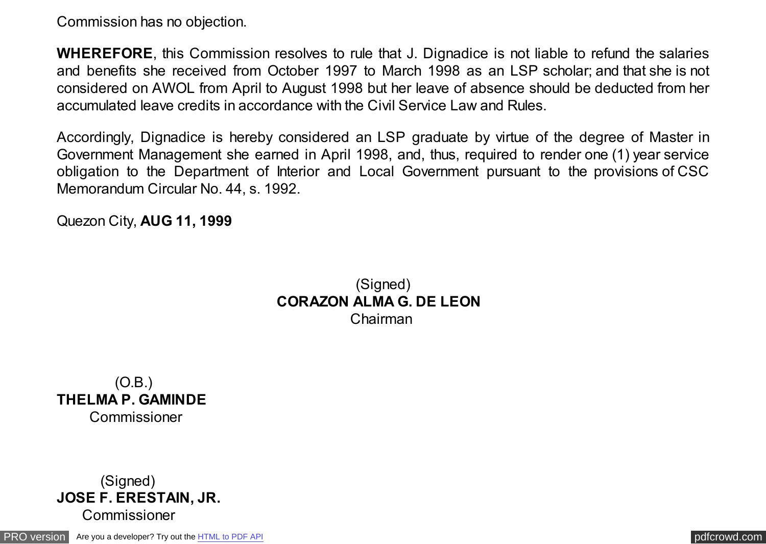Commission has no objection.

**WHEREFORE**, this Commission resolves to rule that J. Dignadice is not liable to refund the salaries and benefits she received from October 1997 to March 1998 as an LSP scholar; and that she is not considered on AWOL from April to August 1998 but her leave of absence should be deducted from her accumulated leave credits in accordance with the Civil Service Law and Rules.

Accordingly, Dignadice is hereby considered an LSP graduate by virtue of the degree of Master in Government Management she earned in April 1998, and, thus, required to render one (1) year service obligation to the Department of Interior and Local Government pursuant to the provisions of CSC Memorandum Circular No. 44, s. 1992.

Quezon City, **AUG 11, 1999**

(Signed)
**CORAZON ALMA G. DE LEON**
Chairman

(O.B.)
**THELMA P. GAMINDE**
Commissioner

(Signed)
**JOSE F. ERESTAIN, JR.**
Commissioner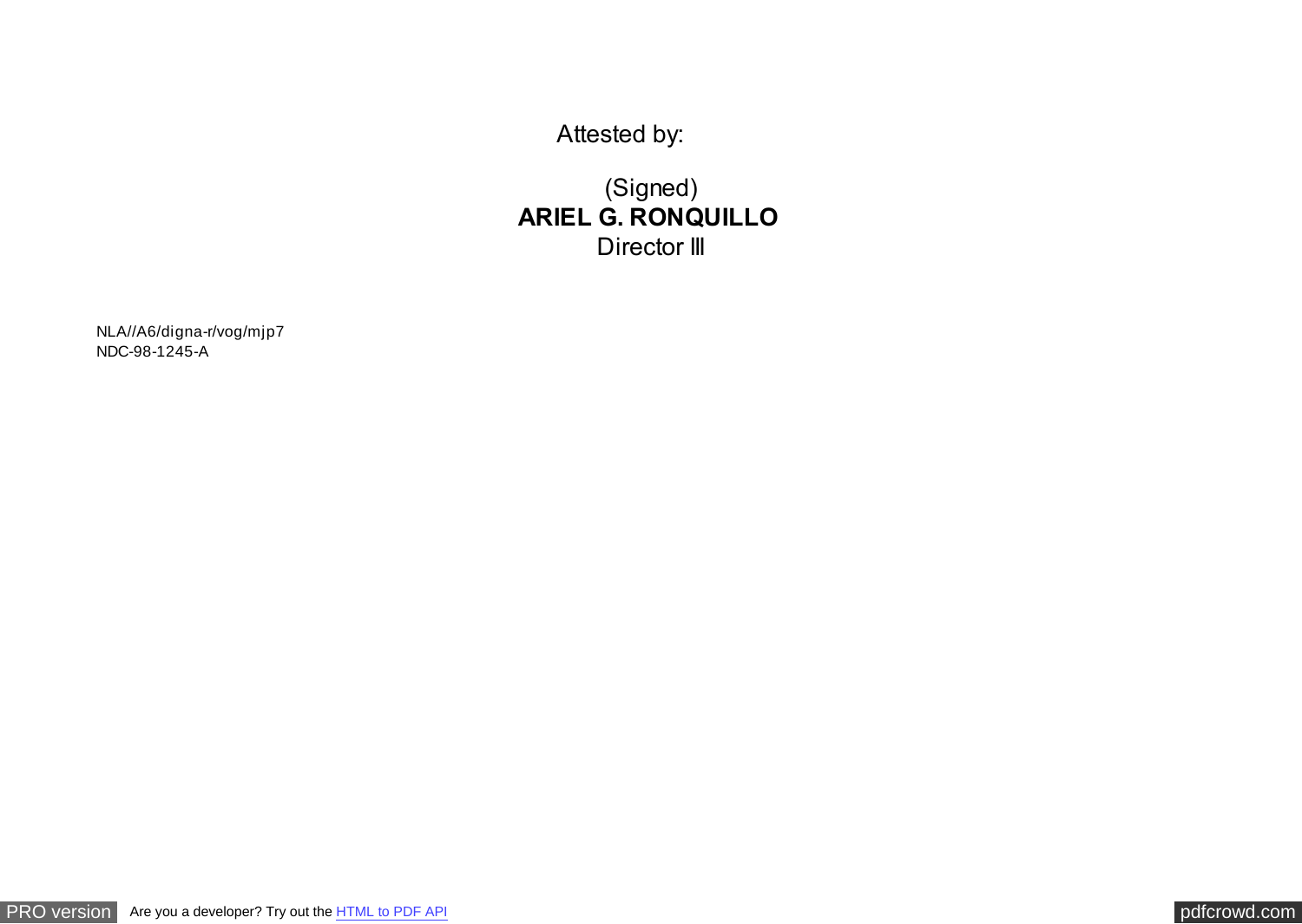Attested by:

(Signed)
**ARIEL G. RONQUILLO**
Director III

NLA//A6/digna-r/vog/mjp7
NDC-98-1245-A